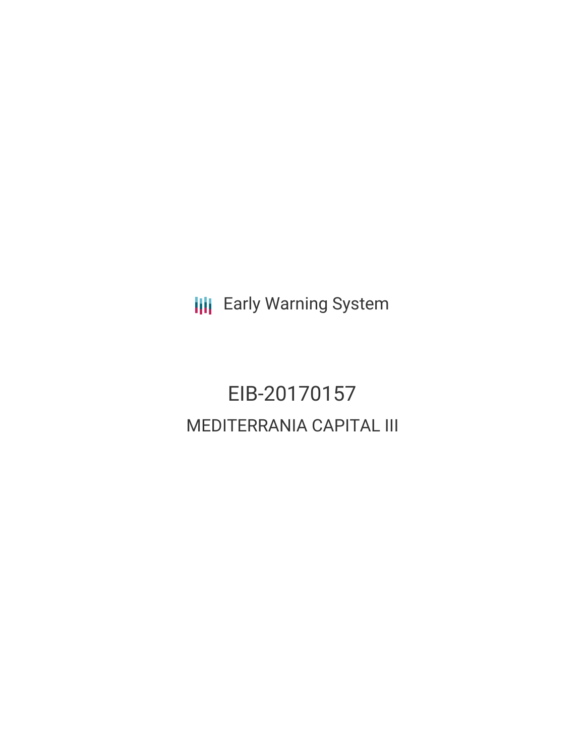Early Warning System

# EIB-20170157

## MEDITERRANIA CAPITAL III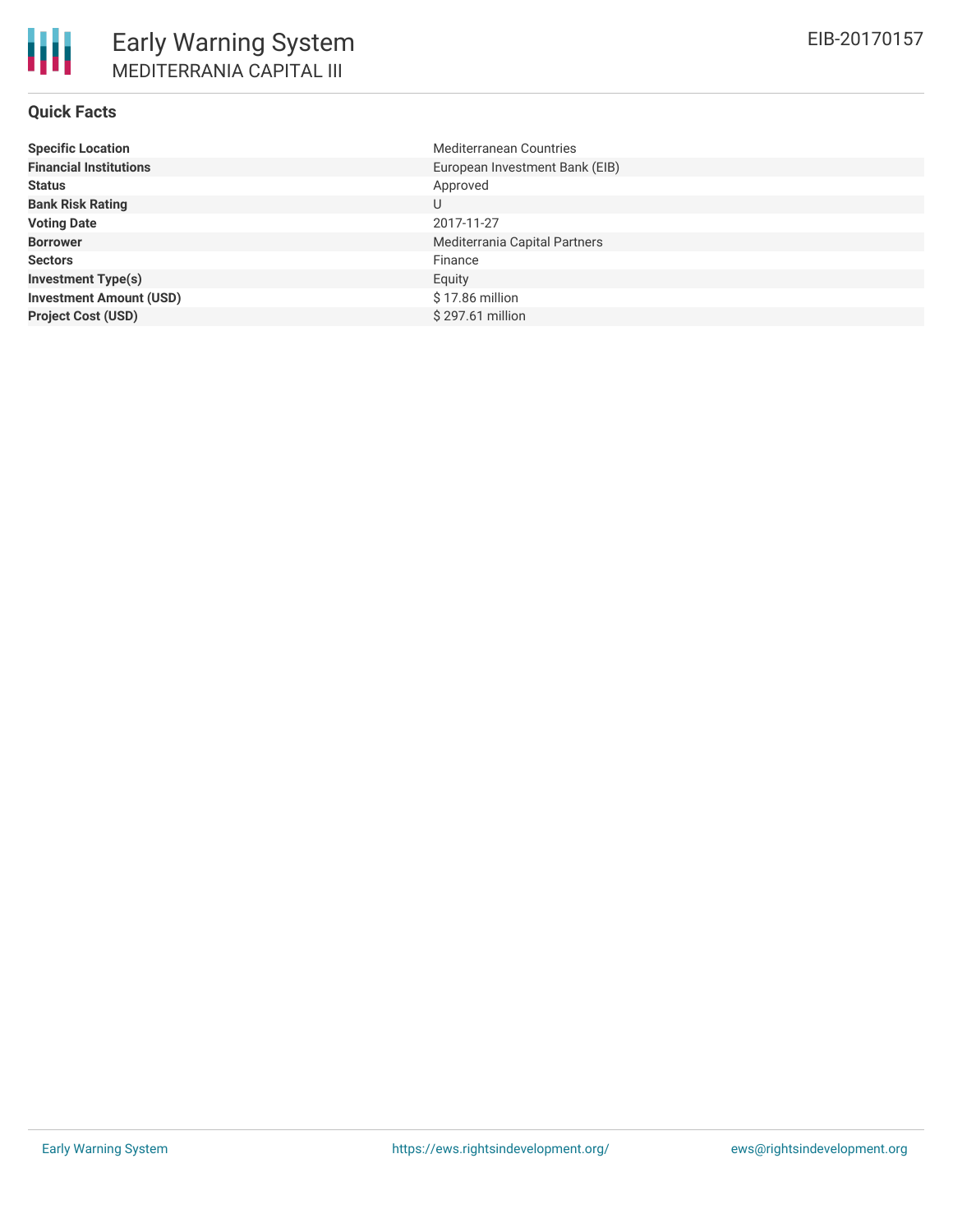# Early Warning System

## MEDITERRANIA CAPITAL III

EIB-20170157

### Quick Facts

| | |
|---|---|
| **Specific Location** | Mediterranean Countries |
| **Financial Institutions** | European Investment Bank (EIB) |
| **Status** | Approved |
| **Bank Risk Rating** | U |
| **Voting Date** | 2017-11-27 |
| **Borrower** | Mediterrania Capital Partners |
| **Sectors** | Finance |
| **Investment Type(s)** | Equity |
| **Investment Amount (USD)** | $ 17.86 million |
| **Project Cost (USD)** | $ 297.61 million |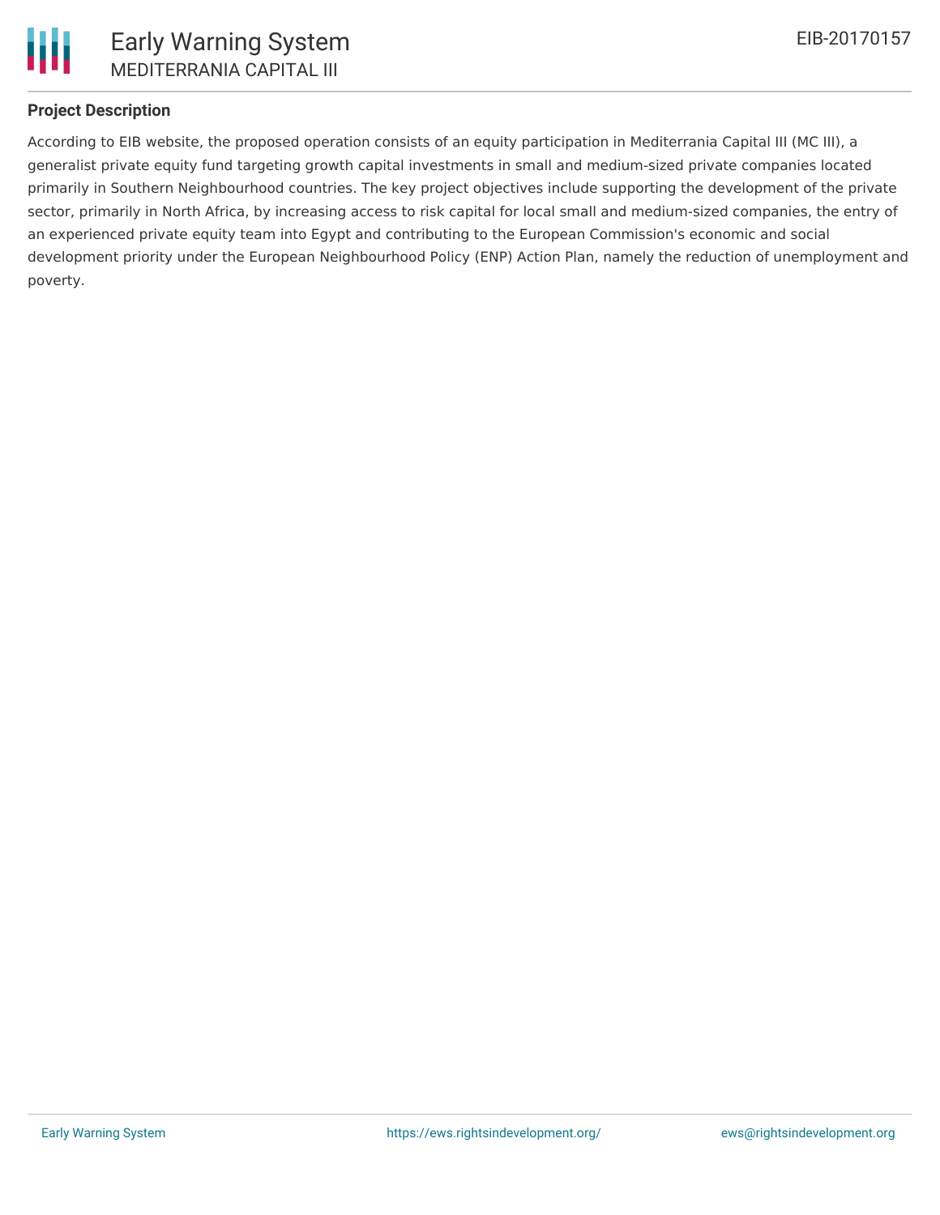## Project Description

According to EIB website, the proposed operation consists of an equity participation in Mediterrania Capital III (MC III), a generalist private equity fund targeting growth capital investments in small and medium-sized private companies located primarily in Southern Neighbourhood countries. The key project objectives include supporting the development of the private sector, primarily in North Africa, by increasing access to risk capital for local small and medium-sized companies, the entry of an experienced private equity team into Egypt and contributing to the European Commission's economic and social development priority under the European Neighbourhood Policy (ENP) Action Plan, namely the reduction of unemployment and poverty.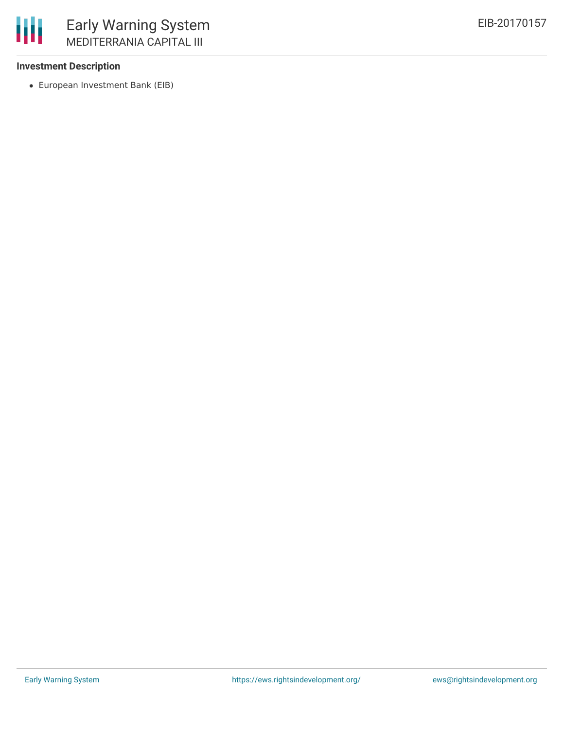**Investment Description**

- European Investment Bank (EIB)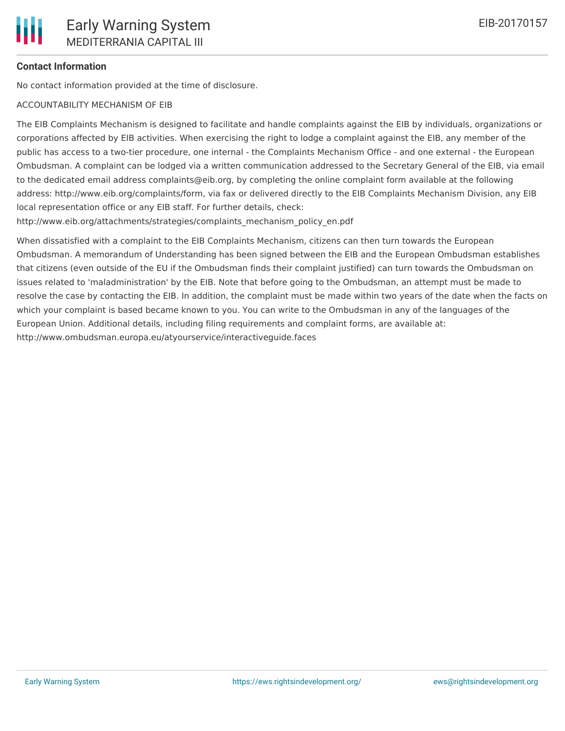**Contact Information**

No contact information provided at the time of disclosure.

ACCOUNTABILITY MECHANISM OF EIB

The EIB Complaints Mechanism is designed to facilitate and handle complaints against the EIB by individuals, organizations or corporations affected by EIB activities. When exercising the right to lodge a complaint against the EIB, any member of the public has access to a two-tier procedure, one internal - the Complaints Mechanism Office - and one external - the European Ombudsman. A complaint can be lodged via a written communication addressed to the Secretary General of the EIB, via email to the dedicated email address complaints@eib.org, by completing the online complaint form available at the following address: http://www.eib.org/complaints/form, via fax or delivered directly to the EIB Complaints Mechanism Division, any EIB local representation office or any EIB staff. For further details, check: http://www.eib.org/attachments/strategies/complaints_mechanism_policy_en.pdf

When dissatisfied with a complaint to the EIB Complaints Mechanism, citizens can then turn towards the European Ombudsman. A memorandum of Understanding has been signed between the EIB and the European Ombudsman establishes that citizens (even outside of the EU if the Ombudsman finds their complaint justified) can turn towards the Ombudsman on issues related to 'maladministration' by the EIB. Note that before going to the Ombudsman, an attempt must be made to resolve the case by contacting the EIB. In addition, the complaint must be made within two years of the date when the facts on which your complaint is based became known to you. You can write to the Ombudsman in any of the languages of the European Union. Additional details, including filing requirements and complaint forms, are available at: http://www.ombudsman.europa.eu/atyourservice/interactiveguide.faces